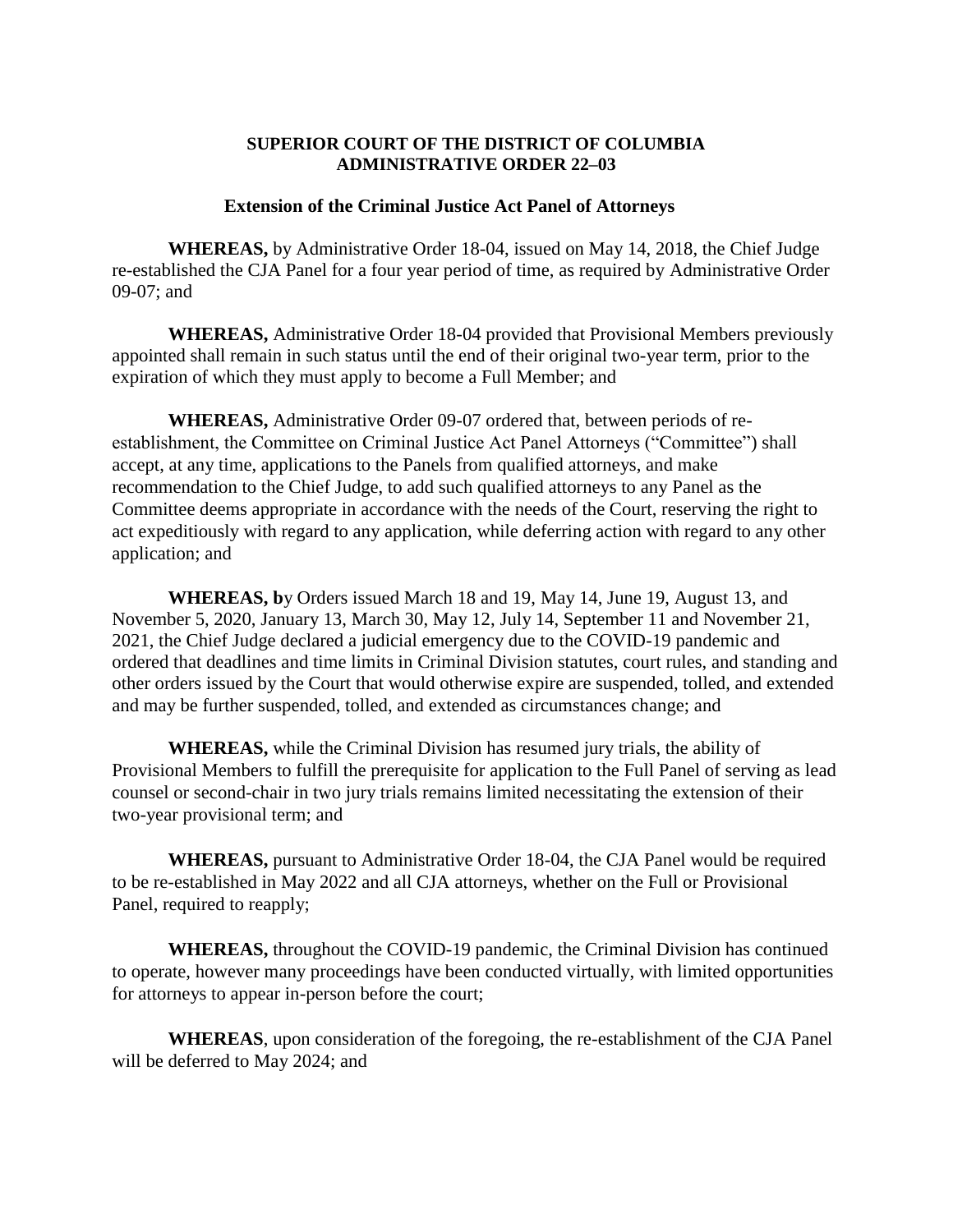**SUPERIOR COURT OF THE DISTRICT OF COLUMBIA**
**ADMINISTRATIVE ORDER 22–03**

**Extension of the Criminal Justice Act Panel of Attorneys**

**WHEREAS,** by Administrative Order 18-04, issued on May 14, 2018, the Chief Judge re-established the CJA Panel for a four year period of time, as required by Administrative Order 09-07; and

**WHEREAS,** Administrative Order 18-04 provided that Provisional Members previously appointed shall remain in such status until the end of their original two-year term, prior to the expiration of which they must apply to become a Full Member; and

**WHEREAS,** Administrative Order 09-07 ordered that, between periods of re-establishment, the Committee on Criminal Justice Act Panel Attorneys ("Committee") shall accept, at any time, applications to the Panels from qualified attorneys, and make recommendation to the Chief Judge, to add such qualified attorneys to any Panel as the Committee deems appropriate in accordance with the needs of the Court, reserving the right to act expeditiously with regard to any application, while deferring action with regard to any other application; and

**WHEREAS, b**y Orders issued March 18 and 19, May 14, June 19, August 13, and November 5, 2020, January 13, March 30, May 12, July 14, September 11 and November 21, 2021, the Chief Judge declared a judicial emergency due to the COVID-19 pandemic and ordered that deadlines and time limits in Criminal Division statutes, court rules, and standing and other orders issued by the Court that would otherwise expire are suspended, tolled, and extended and may be further suspended, tolled, and extended as circumstances change; and

**WHEREAS,** while the Criminal Division has resumed jury trials, the ability of Provisional Members to fulfill the prerequisite for application to the Full Panel of serving as lead counsel or second-chair in two jury trials remains limited necessitating the extension of their two-year provisional term; and

**WHEREAS,** pursuant to Administrative Order 18-04, the CJA Panel would be required to be re-established in May 2022 and all CJA attorneys, whether on the Full or Provisional Panel, required to reapply;

**WHEREAS,** throughout the COVID-19 pandemic, the Criminal Division has continued to operate, however many proceedings have been conducted virtually, with limited opportunities for attorneys to appear in-person before the court;

**WHEREAS**, upon consideration of the foregoing, the re-establishment of the CJA Panel will be deferred to May 2024; and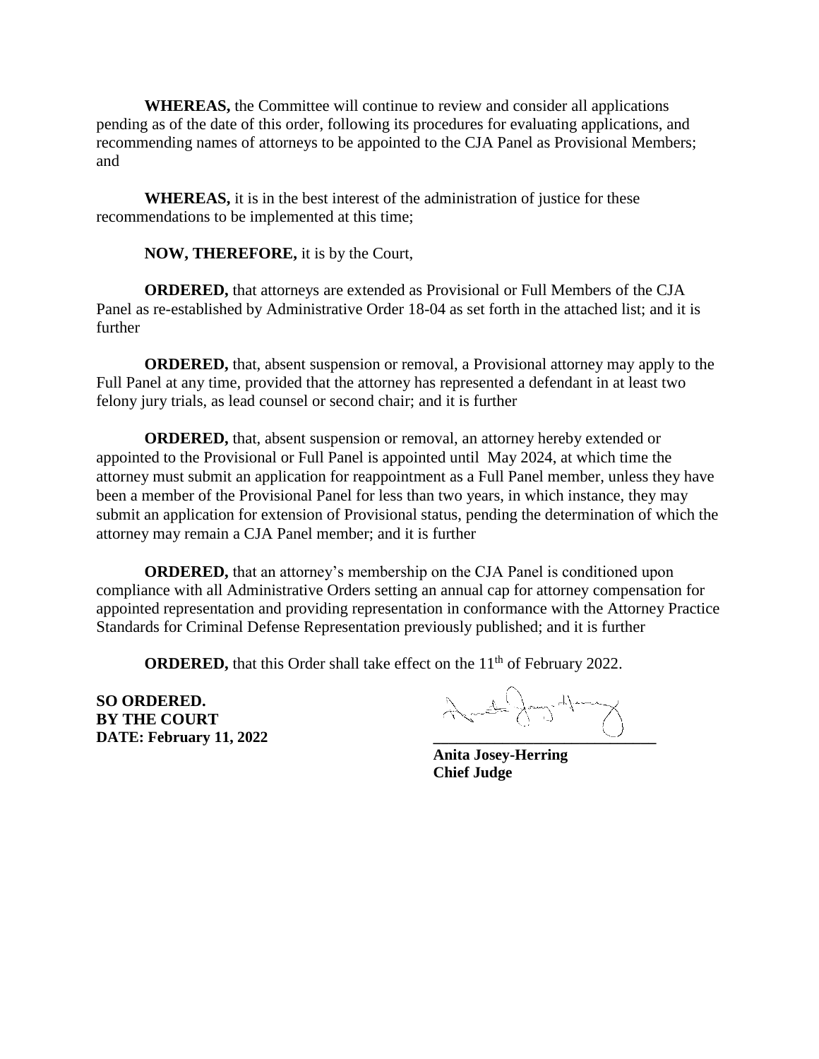**WHEREAS,** the Committee will continue to review and consider all applications pending as of the date of this order, following its procedures for evaluating applications, and recommending names of attorneys to be appointed to the CJA Panel as Provisional Members; and

**WHEREAS,** it is in the best interest of the administration of justice for these recommendations to be implemented at this time;

**NOW, THEREFORE,** it is by the Court,

**ORDERED,** that attorneys are extended as Provisional or Full Members of the CJA Panel as re-established by Administrative Order 18-04 as set forth in the attached list; and it is further

**ORDERED,** that, absent suspension or removal, a Provisional attorney may apply to the Full Panel at any time, provided that the attorney has represented a defendant in at least two felony jury trials, as lead counsel or second chair; and it is further

**ORDERED,** that, absent suspension or removal, an attorney hereby extended or appointed to the Provisional or Full Panel is appointed until May 2024, at which time the attorney must submit an application for reappointment as a Full Panel member, unless they have been a member of the Provisional Panel for less than two years, in which instance, they may submit an application for extension of Provisional status, pending the determination of which the attorney may remain a CJA Panel member; and it is further

**ORDERED,** that an attorney's membership on the CJA Panel is conditioned upon compliance with all Administrative Orders setting an annual cap for attorney compensation for appointed representation and providing representation in conformance with the Attorney Practice Standards for Criminal Defense Representation previously published; and it is further

**ORDERED,** that this Order shall take effect on the 11th of February 2022.

**SO ORDERED.**
**BY THE COURT**
**DATE: February 11, 2022**

\_\_\_\_\_\_\_\_\_\_\_\_\_\_\_\_\_\_\_\_\_\_\_\_\_\_\_\_\_
**Anita Josey-Herring**
**Chief Judge**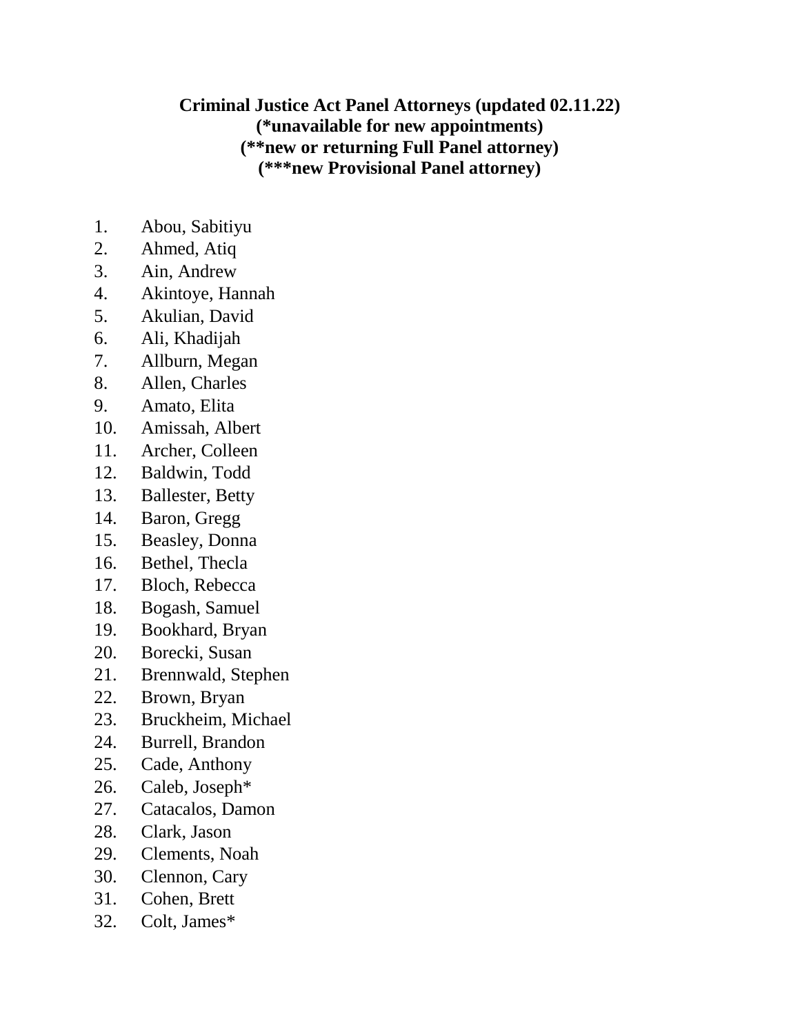**Criminal Justice Act Panel Attorneys (updated 02.11.22)**
**(*unavailable for new appointments)**
**(**new or returning Full Panel attorney)**
**(***new Provisional Panel attorney)**

1. Abou, Sabitiyu
2. Ahmed, Atiq
3. Ain, Andrew
4. Akintoye, Hannah
5. Akulian, David
6. Ali, Khadijah
7. Allburn, Megan
8. Allen, Charles
9. Amato, Elita
10. Amissah, Albert
11. Archer, Colleen
12. Baldwin, Todd
13. Ballester, Betty
14. Baron, Gregg
15. Beasley, Donna
16. Bethel, Thecla
17. Bloch, Rebecca
18. Bogash, Samuel
19. Bookhard, Bryan
20. Borecki, Susan
21. Brennwald, Stephen
22. Brown, Bryan
23. Bruckheim, Michael
24. Burrell, Brandon
25. Cade, Anthony
26. Caleb, Joseph*
27. Catacalos, Damon
28. Clark, Jason
29. Clements, Noah
30. Clennon, Cary
31. Cohen, Brett
32. Colt, James*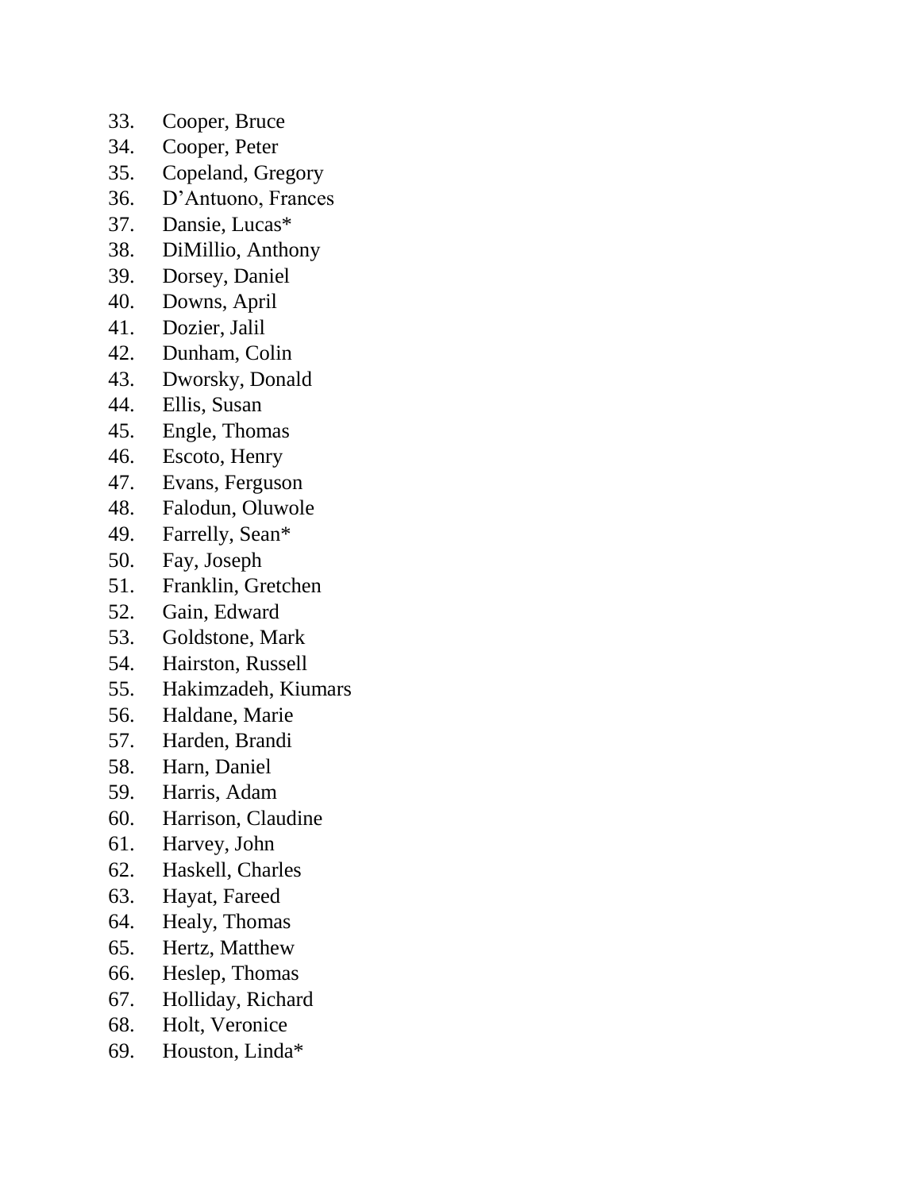33. Cooper, Bruce
34. Cooper, Peter
35. Copeland, Gregory
36. D’Antuono, Frances
37. Dansie, Lucas*
38. DiMillio, Anthony
39. Dorsey, Daniel
40. Downs, April
41. Dozier, Jalil
42. Dunham, Colin
43. Dworsky, Donald
44. Ellis, Susan
45. Engle, Thomas
46. Escoto, Henry
47. Evans, Ferguson
48. Falodun, Oluwole
49. Farrelly, Sean*
50. Fay, Joseph
51. Franklin, Gretchen
52. Gain, Edward
53. Goldstone, Mark
54. Hairston, Russell
55. Hakimzadeh, Kiumars
56. Haldane, Marie
57. Harden, Brandi
58. Harn, Daniel
59. Harris, Adam
60. Harrison, Claudine
61. Harvey, John
62. Haskell, Charles
63. Hayat, Fareed
64. Healy, Thomas
65. Hertz, Matthew
66. Heslep, Thomas
67. Holliday, Richard
68. Holt, Veronice
69. Houston, Linda*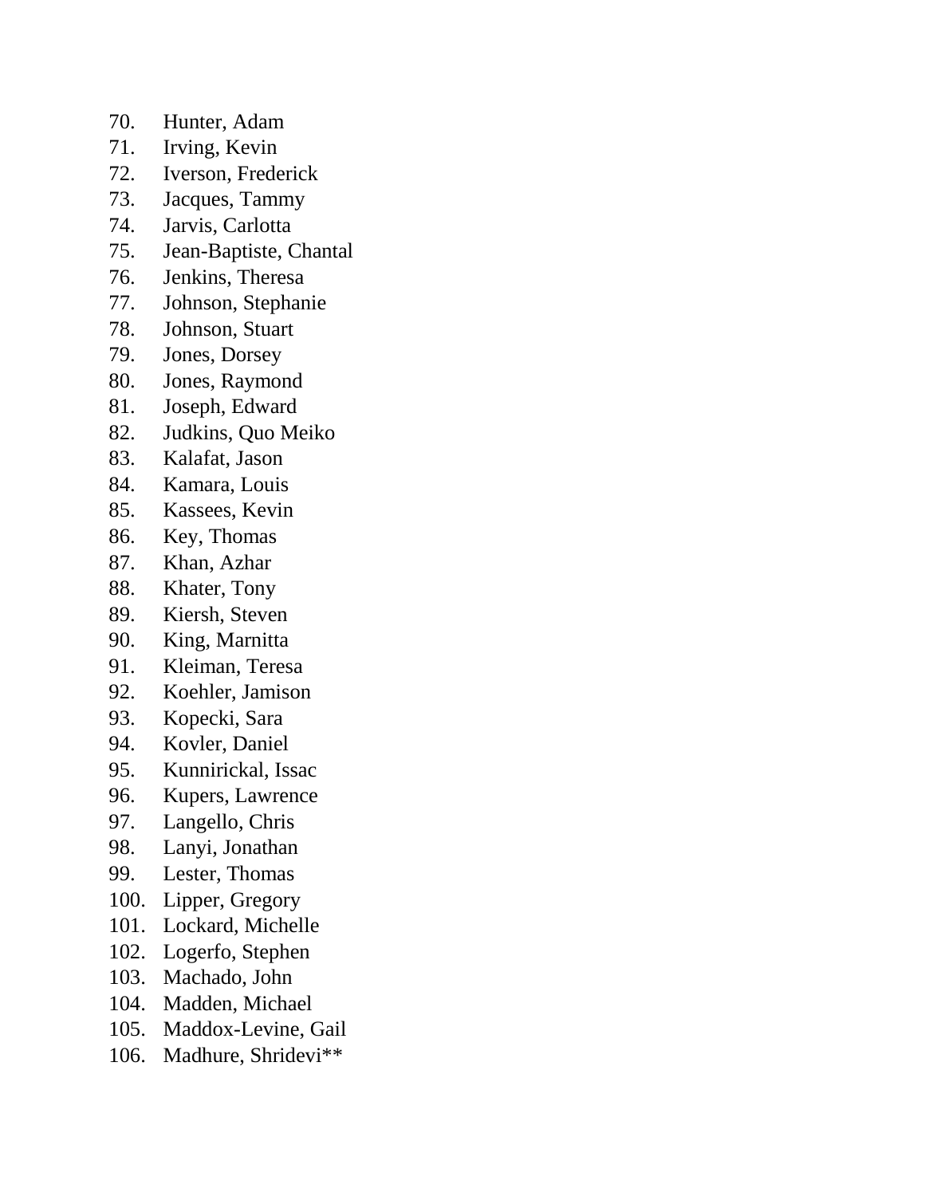70. Hunter, Adam
71. Irving, Kevin
72. Iverson, Frederick
73. Jacques, Tammy
74. Jarvis, Carlotta
75. Jean-Baptiste, Chantal
76. Jenkins, Theresa
77. Johnson, Stephanie
78. Johnson, Stuart
79. Jones, Dorsey
80. Jones, Raymond
81. Joseph, Edward
82. Judkins, Quo Meiko
83. Kalafat, Jason
84. Kamara, Louis
85. Kassees, Kevin
86. Key, Thomas
87. Khan, Azhar
88. Khater, Tony
89. Kiersh, Steven
90. King, Marnitta
91. Kleiman, Teresa
92. Koehler, Jamison
93. Kopecki, Sara
94. Kovler, Daniel
95. Kunnirickal, Issac
96. Kupers, Lawrence
97. Langello, Chris
98. Lanyi, Jonathan
99. Lester, Thomas
100. Lipper, Gregory
101. Lockard, Michelle
102. Logerfo, Stephen
103. Machado, John
104. Madden, Michael
105. Maddox-Levine, Gail
106. Madhure, Shridevi**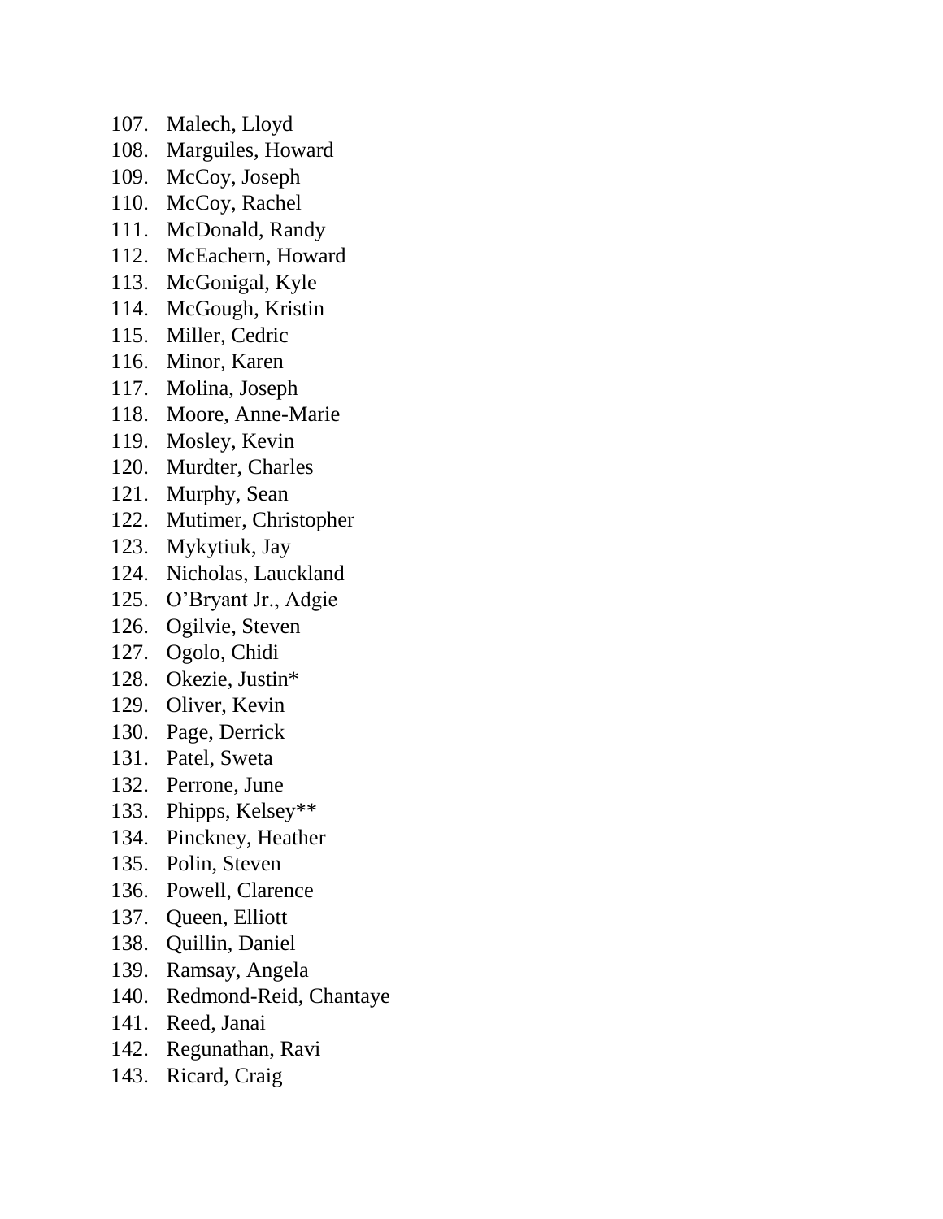107. Malech, Lloyd
108. Marguiles, Howard
109. McCoy, Joseph
110. McCoy, Rachel
111. McDonald, Randy
112. McEachern, Howard
113. McGonigal, Kyle
114. McGough, Kristin
115. Miller, Cedric
116. Minor, Karen
117. Molina, Joseph
118. Moore, Anne-Marie
119. Mosley, Kevin
120. Murdter, Charles
121. Murphy, Sean
122. Mutimer, Christopher
123. Mykytiuk, Jay
124. Nicholas, Lauckland
125. O’Bryant Jr., Adgie
126. Ogilvie, Steven
127. Ogolo, Chidi
128. Okezie, Justin*
129. Oliver, Kevin
130. Page, Derrick
131. Patel, Sweta
132. Perrone, June
133. Phipps, Kelsey**
134. Pinckney, Heather
135. Polin, Steven
136. Powell, Clarence
137. Queen, Elliott
138. Quillin, Daniel
139. Ramsay, Angela
140. Redmond-Reid, Chantaye
141. Reed, Janai
142. Regunathan, Ravi
143. Ricard, Craig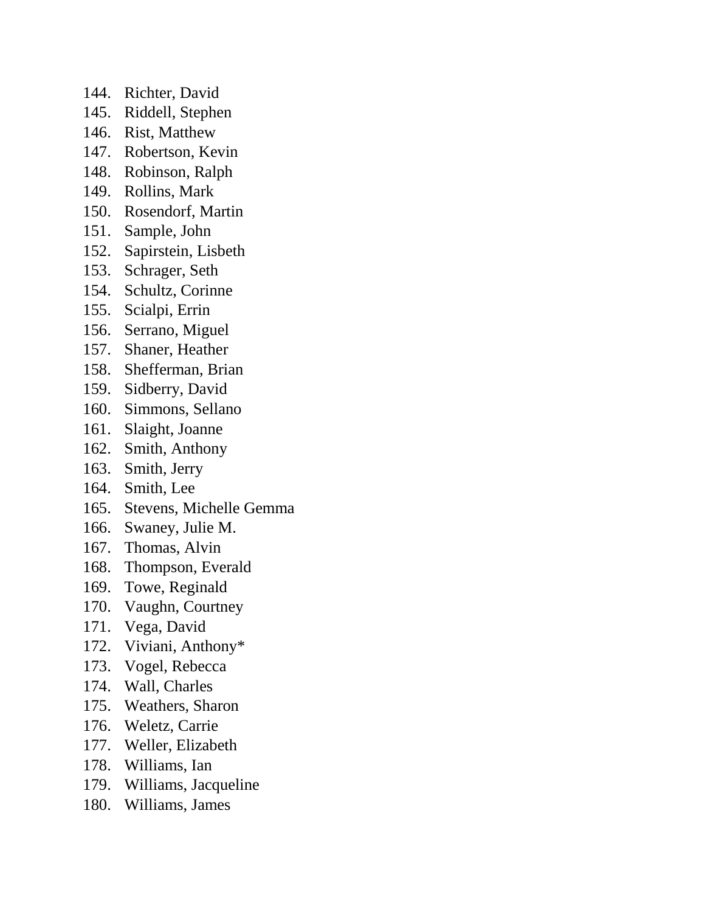144. Richter, David
145. Riddell, Stephen
146. Rist, Matthew
147. Robertson, Kevin
148. Robinson, Ralph
149. Rollins, Mark
150. Rosendorf, Martin
151. Sample, John
152. Sapirstein, Lisbeth
153. Schrager, Seth
154. Schultz, Corinne
155. Scialpi, Errin
156. Serrano, Miguel
157. Shaner, Heather
158. Shefferman, Brian
159. Sidberry, David
160. Simmons, Sellano
161. Slaight, Joanne
162. Smith, Anthony
163. Smith, Jerry
164. Smith, Lee
165. Stevens, Michelle Gemma
166. Swaney, Julie M.
167. Thomas, Alvin
168. Thompson, Everald
169. Towe, Reginald
170. Vaughn, Courtney
171. Vega, David
172. Viviani, Anthony*
173. Vogel, Rebecca
174. Wall, Charles
175. Weathers, Sharon
176. Weletz, Carrie
177. Weller, Elizabeth
178. Williams, Ian
179. Williams, Jacqueline
180. Williams, James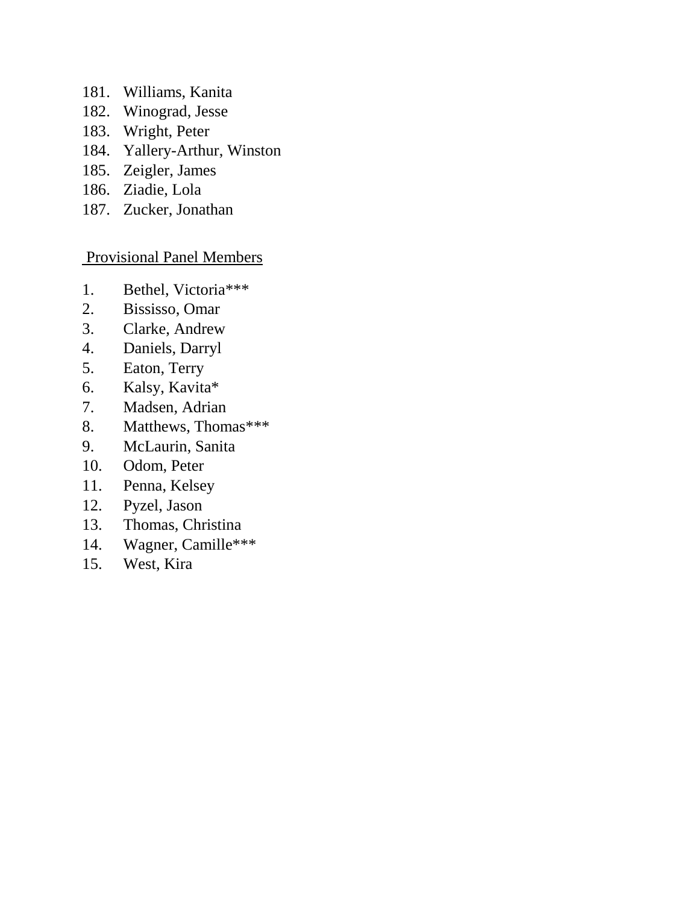181. Williams, Kanita
182. Winograd, Jesse
183. Wright, Peter
184. Yallery-Arthur, Winston
185. Zeigler, James
186. Ziadie, Lola
187. Zucker, Jonathan

<u>Provisional Panel Members</u>

1. Bethel, Victoria***
2. Bississo, Omar
3. Clarke, Andrew
4. Daniels, Darryl
5. Eaton, Terry
6. Kalsy, Kavita*
7. Madsen, Adrian
8. Matthews, Thomas***
9. McLaurin, Sanita
10. Odom, Peter
11. Penna, Kelsey
12. Pyzel, Jason
13. Thomas, Christina
14. Wagner, Camille***
15. West, Kira